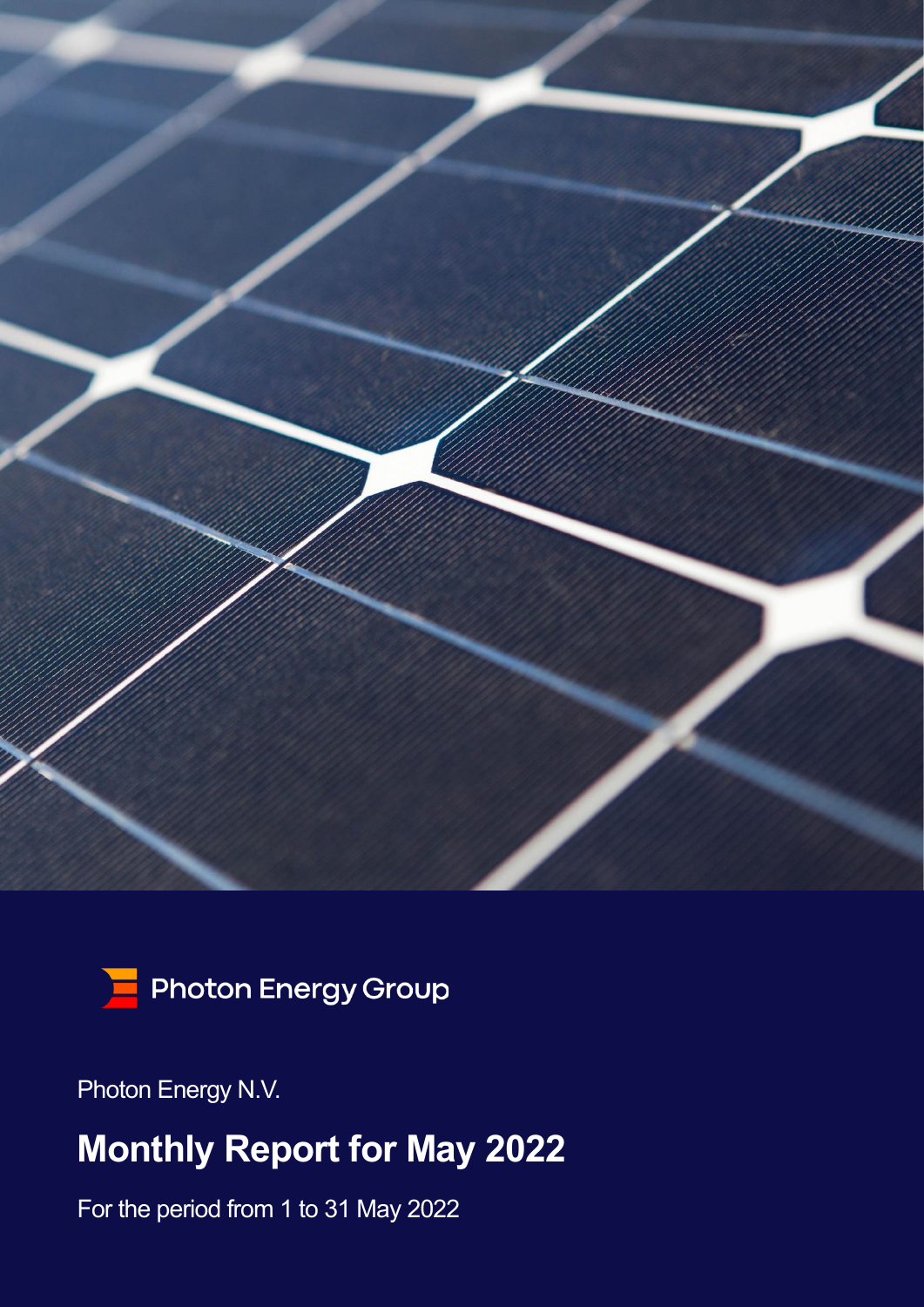Photon Energy Group

Photon Energy N.V.

# Monthly Report for May 2022

For the period from 1 to 31 May 2022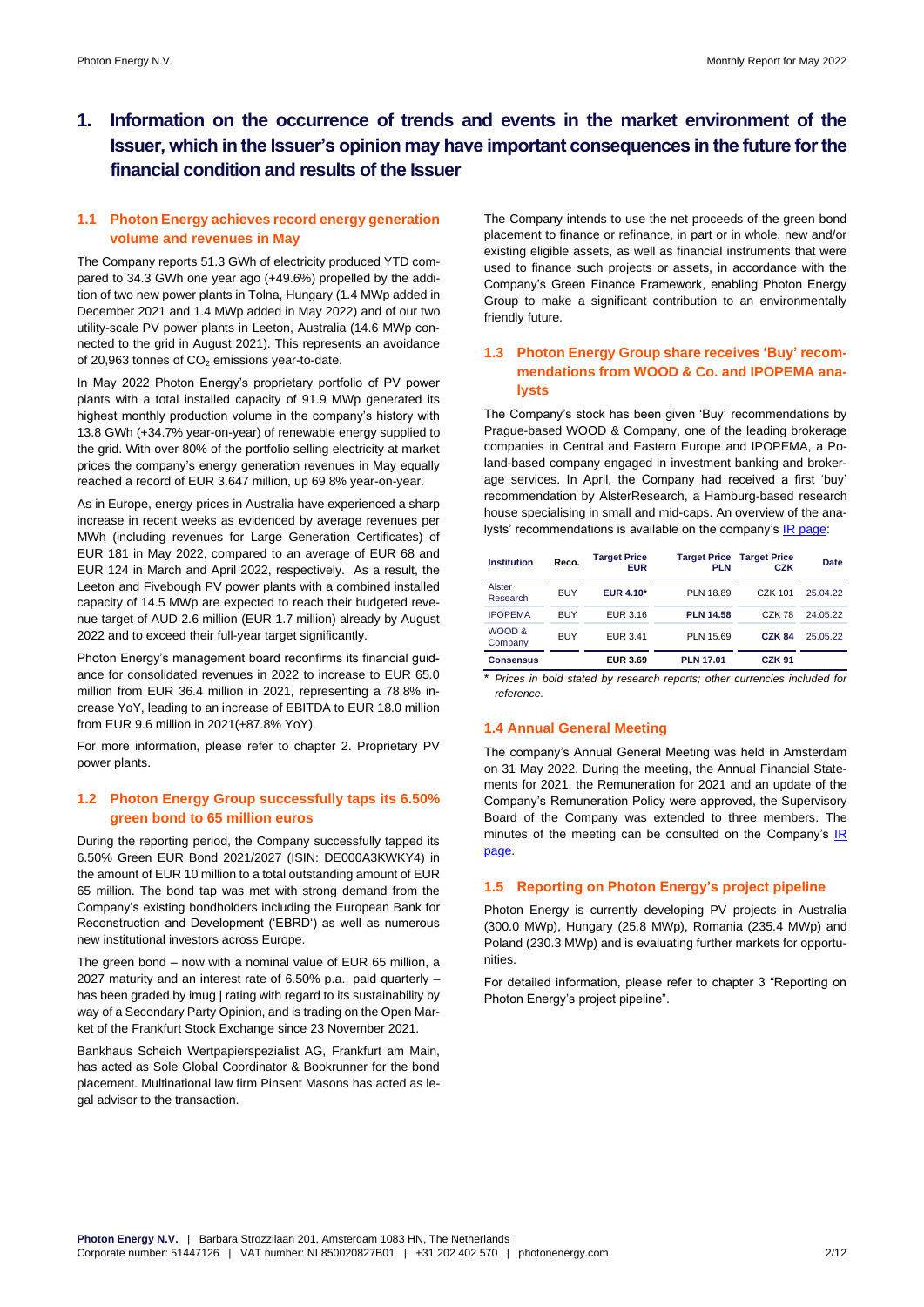# 1. Information on the occurrence of trends and events in the market environment of the Issuer, which in the Issuer's opinion may have important consequences in the future for the financial condition and results of the Issuer

## 1.1 Photon Energy achieves record energy generation volume and revenues in May

The Company reports 51.3 GWh of electricity produced YTD compared to 34.3 GWh one year ago (+49.6%) propelled by the addition of two new power plants in Tolna, Hungary (1.4 MWp added in December 2021 and 1.4 MWp added in May 2022) and of our two utility-scale PV power plants in Leeton, Australia (14.6 MWp connected to the grid in August 2021). This represents an avoidance of 20,963 tonnes of $CO_2$ emissions year-to-date.

In May 2022 Photon Energy's proprietary portfolio of PV power plants with a total installed capacity of 91.9 MWp generated its highest monthly production volume in the company's history with 13.8 GWh (+34.7% year-on-year) of renewable energy supplied to the grid. With over 80% of the portfolio selling electricity at market prices the company's energy generation revenues in May equally reached a record of EUR 3.647 million, up 69.8% year-on-year.

As in Europe, energy prices in Australia have experienced a sharp increase in recent weeks as evidenced by average revenues per MWh (including revenues for Large Generation Certificates) of EUR 181 in May 2022, compared to an average of EUR 68 and EUR 124 in March and April 2022, respectively. As a result, the Leeton and Fivebough PV power plants with a combined installed capacity of 14.5 MWp are expected to reach their budgeted revenue target of AUD 2.6 million (EUR 1.7 million) already by August 2022 and to exceed their full-year target significantly.

Photon Energy's management board reconfirms its financial guidance for consolidated revenues in 2022 to increase to EUR 65.0 million from EUR 36.4 million in 2021, representing a 78.8% increase YoY, leading to an increase of EBITDA to EUR 18.0 million from EUR 9.6 million in 2021(+87.8% YoY).

For more information, please refer to chapter 2. Proprietary PV power plants.

## 1.2 Photon Energy Group successfully taps its 6.50% green bond to 65 million euros

During the reporting period, the Company successfully tapped its 6.50% Green EUR Bond 2021/2027 (ISIN: DE000A3KWKY4) in the amount of EUR 10 million to a total outstanding amount of EUR 65 million. The bond tap was met with strong demand from the Company's existing bondholders including the European Bank for Reconstruction and Development ('EBRD') as well as numerous new institutional investors across Europe.

The green bond – now with a nominal value of EUR 65 million, a 2027 maturity and an interest rate of 6.50% p.a., paid quarterly – has been graded by imug | rating with regard to its sustainability by way of a Secondary Party Opinion, and is trading on the Open Market of the Frankfurt Stock Exchange since 23 November 2021.

Bankhaus Scheich Wertpapierspezialist AG, Frankfurt am Main, has acted as Sole Global Coordinator & Bookrunner for the bond placement. Multinational law firm Pinsent Masons has acted as legal advisor to the transaction.

The Company intends to use the net proceeds of the green bond placement to finance or refinance, in part or in whole, new and/or existing eligible assets, as well as financial instruments that were used to finance such projects or assets, in accordance with the Company's Green Finance Framework, enabling Photon Energy Group to make a significant contribution to an environmentally friendly future.

## 1.3 Photon Energy Group share receives 'Buy' recommendations from WOOD & Co. and IPOPEMA analysts

The Company's stock has been given 'Buy' recommendations by Prague-based WOOD & Company, one of the leading brokerage companies in Central and Eastern Europe and IPOPEMA, a Poland-based company engaged in investment banking and brokerage services. In April, the Company had received a first 'buy' recommendation by AlsterResearch, a Hamburg-based research house specialising in small and mid-caps. An overview of the analysts' recommendations is available on the company's IR page:

| Institution | Reco. | Target Price EUR | Target Price PLN | Target Price CZK | Date |
|---|---|---|---|---|---|
| Alster Research | BUY | **EUR 4.10*** | PLN 18.89 | CZK 101 | 25.04.22 |
| IPOPEMA | BUY | EUR 3.16 | **PLN 14.58** | CZK 78 | 24.05.22 |
| WOOD & Company | BUY | EUR 3.41 | PLN 15.69 | **CZK 84** | 25.05.22 |
| **Consensus** | | **EUR 3.69** | **PLN 17.01** | **CZK 91** | |

\* *Prices in bold stated by research reports; other currencies included for reference.*

## 1.4 Annual General Meeting

The company's Annual General Meeting was held in Amsterdam on 31 May 2022. During the meeting, the Annual Financial Statements for 2021, the Remuneration for 2021 and an update of the Company's Remuneration Policy were approved, the Supervisory Board of the Company was extended to three members. The minutes of the meeting can be consulted on the Company's IR page.

## 1.5 Reporting on Photon Energy's project pipeline

Photon Energy is currently developing PV projects in Australia (300.0 MWp), Hungary (25.8 MWp), Romania (235.4 MWp) and Poland (230.3 MWp) and is evaluating further markets for opportunities.

For detailed information, please refer to chapter 3 "Reporting on Photon Energy's project pipeline".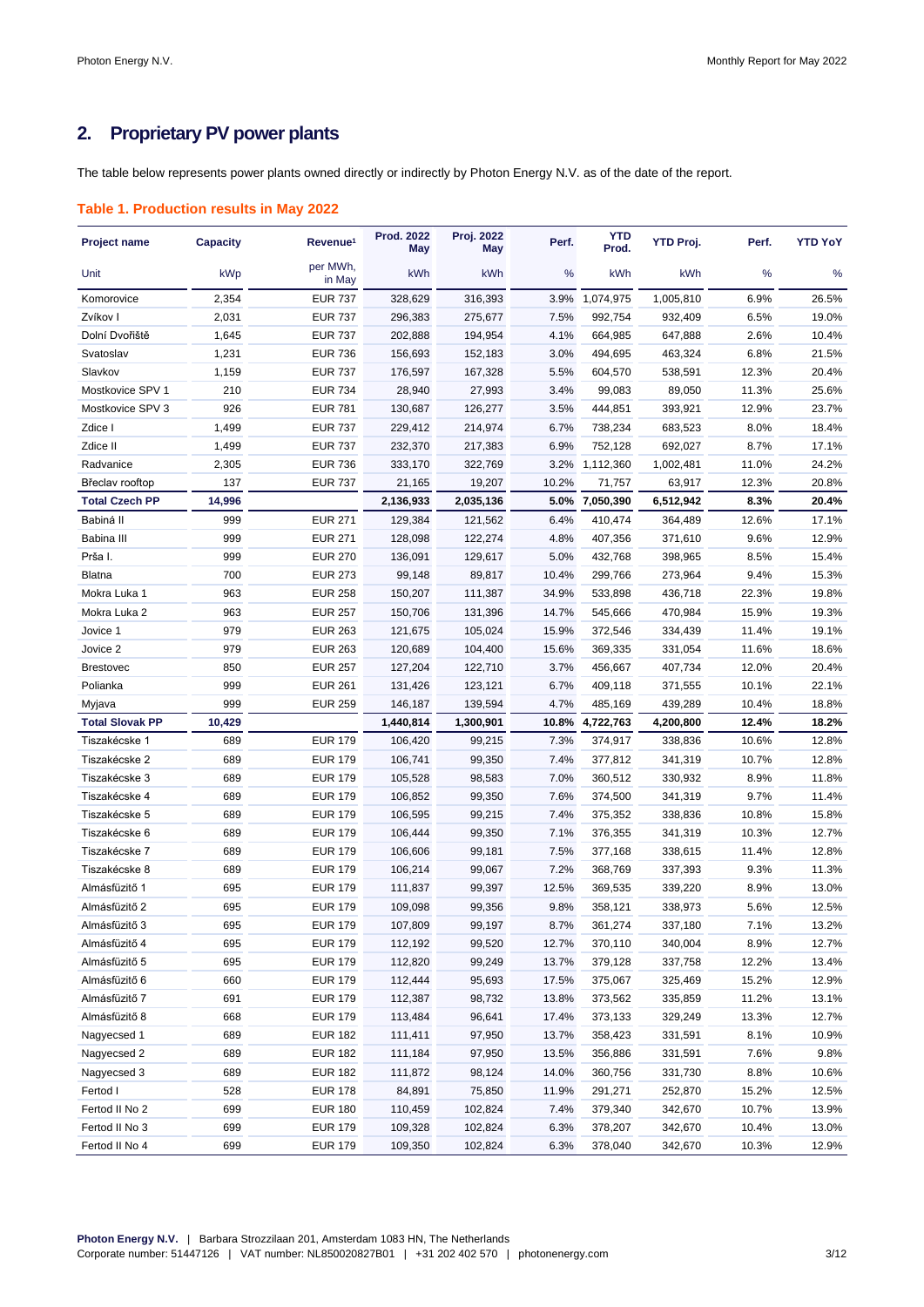## 2. Proprietary PV power plants

The table below represents power plants owned directly or indirectly by Photon Energy N.V. as of the date of the report.

### Table 1. Production results in May 2022

| Project name | Capacity | Revenue[1] | Prod. 2022 May | Proj. 2022 May | Perf. | YTD Prod. | YTD Proj. | Perf. | YTD YoY |
|---|---|---|---|---|---|---|---|---|---|
| Unit | kWp | per MWh, in May | kWh | kWh | % | kWh | kWh | % | % |
| Komorovice | 2,354 | EUR 737 | 328,629 | 316,393 | 3.9% | 1,074,975 | 1,005,810 | 6.9% | 26.5% |
| Zvíkov I | 2,031 | EUR 737 | 296,383 | 275,677 | 7.5% | 992,754 | 932,409 | 6.5% | 19.0% |
| Dolní Dvořiště | 1,645 | EUR 737 | 202,888 | 194,954 | 4.1% | 664,985 | 647,888 | 2.6% | 10.4% |
| Svatoslav | 1,231 | EUR 736 | 156,693 | 152,183 | 3.0% | 494,695 | 463,324 | 6.8% | 21.5% |
| Slavkov | 1,159 | EUR 737 | 176,597 | 167,328 | 5.5% | 604,570 | 538,591 | 12.3% | 20.4% |
| Mostkovice SPV 1 | 210 | EUR 734 | 28,940 | 27,993 | 3.4% | 99,083 | 89,050 | 11.3% | 25.6% |
| Mostkovice SPV 3 | 926 | EUR 781 | 130,687 | 126,277 | 3.5% | 444,851 | 393,921 | 12.9% | 23.7% |
| Zdice I | 1,499 | EUR 737 | 229,412 | 214,974 | 6.7% | 738,234 | 683,523 | 8.0% | 18.4% |
| Zdice II | 1,499 | EUR 737 | 232,370 | 217,383 | 6.9% | 752,128 | 692,027 | 8.7% | 17.1% |
| Radvanice | 2,305 | EUR 736 | 333,170 | 322,769 | 3.2% | 1,112,360 | 1,002,481 | 11.0% | 24.2% |
| Břeclav rooftop | 137 | EUR 737 | 21,165 | 19,207 | 10.2% | 71,757 | 63,917 | 12.3% | 20.8% |
| **Total Czech PP** | **14,996** | | **2,136,933** | **2,035,136** | **5.0%** | **7,050,390** | **6,512,942** | **8.3%** | **20.4%** |
| Babiná II | 999 | EUR 271 | 129,384 | 121,562 | 6.4% | 410,474 | 364,489 | 12.6% | 17.1% |
| Babina III | 999 | EUR 271 | 128,098 | 122,274 | 4.8% | 407,356 | 371,610 | 9.6% | 12.9% |
| Prša I. | 999 | EUR 270 | 136,091 | 129,617 | 5.0% | 432,768 | 398,965 | 8.5% | 15.4% |
| Blatna | 700 | EUR 273 | 99,148 | 89,817 | 10.4% | 299,766 | 273,964 | 9.4% | 15.3% |
| Mokra Luka 1 | 963 | EUR 258 | 150,207 | 111,387 | 34.9% | 533,898 | 436,718 | 22.3% | 19.8% |
| Mokra Luka 2 | 963 | EUR 257 | 150,706 | 131,396 | 14.7% | 545,666 | 470,984 | 15.9% | 19.3% |
| Jovice 1 | 979 | EUR 263 | 121,675 | 105,024 | 15.9% | 372,546 | 334,439 | 11.4% | 19.1% |
| Jovice 2 | 979 | EUR 263 | 120,689 | 104,400 | 15.6% | 369,335 | 331,054 | 11.6% | 18.6% |
| Brestovec | 850 | EUR 257 | 127,204 | 122,710 | 3.7% | 456,667 | 407,734 | 12.0% | 20.4% |
| Polianka | 999 | EUR 261 | 131,426 | 123,121 | 6.7% | 409,118 | 371,555 | 10.1% | 22.1% |
| Myjava | 999 | EUR 259 | 146,187 | 139,594 | 4.7% | 485,169 | 439,289 | 10.4% | 18.8% |
| **Total Slovak PP** | **10,429** | | **1,440,814** | **1,300,901** | **10.8%** | **4,722,763** | **4,200,800** | **12.4%** | **18.2%** |
| Tiszakécske 1 | 689 | EUR 179 | 106,420 | 99,215 | 7.3% | 374,917 | 338,836 | 10.6% | 12.8% |
| Tiszakécske 2 | 689 | EUR 179 | 106,741 | 99,350 | 7.4% | 377,812 | 341,319 | 10.7% | 12.8% |
| Tiszakécske 3 | 689 | EUR 179 | 105,528 | 98,583 | 7.0% | 360,512 | 330,932 | 8.9% | 11.8% |
| Tiszakécske 4 | 689 | EUR 179 | 106,852 | 99,350 | 7.6% | 374,500 | 341,319 | 9.7% | 11.4% |
| Tiszakécske 5 | 689 | EUR 179 | 106,595 | 99,215 | 7.4% | 375,352 | 338,836 | 10.8% | 15.8% |
| Tiszakécske 6 | 689 | EUR 179 | 106,444 | 99,350 | 7.1% | 376,355 | 341,319 | 10.3% | 12.7% |
| Tiszakécske 7 | 689 | EUR 179 | 106,606 | 99,181 | 7.5% | 377,168 | 338,615 | 11.4% | 12.8% |
| Tiszakécske 8 | 689 | EUR 179 | 106,214 | 99,067 | 7.2% | 368,769 | 337,393 | 9.3% | 11.3% |
| Almásfüzitő 1 | 695 | EUR 179 | 111,837 | 99,397 | 12.5% | 369,535 | 339,220 | 8.9% | 13.0% |
| Almásfüzitő 2 | 695 | EUR 179 | 109,098 | 99,356 | 9.8% | 358,121 | 338,973 | 5.6% | 12.5% |
| Almásfüzitő 3 | 695 | EUR 179 | 107,809 | 99,197 | 8.7% | 361,274 | 337,180 | 7.1% | 13.2% |
| Almásfüzitő 4 | 695 | EUR 179 | 112,192 | 99,520 | 12.7% | 370,110 | 340,004 | 8.9% | 12.7% |
| Almásfüzitő 5 | 695 | EUR 179 | 112,820 | 99,249 | 13.7% | 379,128 | 337,758 | 12.2% | 13.4% |
| Almásfüzitő 6 | 660 | EUR 179 | 112,444 | 95,693 | 17.5% | 375,067 | 325,469 | 15.2% | 12.9% |
| Almásfüzitő 7 | 691 | EUR 179 | 112,387 | 98,732 | 13.8% | 373,562 | 335,859 | 11.2% | 13.1% |
| Almásfüzitő 8 | 668 | EUR 179 | 113,484 | 96,641 | 17.4% | 373,133 | 329,249 | 13.3% | 12.7% |
| Nagyecsed 1 | 689 | EUR 182 | 111,411 | 97,950 | 13.7% | 358,423 | 331,591 | 8.1% | 10.9% |
| Nagyecsed 2 | 689 | EUR 182 | 111,184 | 97,950 | 13.5% | 356,886 | 331,591 | 7.6% | 9.8% |
| Nagyecsed 3 | 689 | EUR 182 | 111,872 | 98,124 | 14.0% | 360,756 | 331,730 | 8.8% | 10.6% |
| Fertod I | 528 | EUR 178 | 84,891 | 75,850 | 11.9% | 291,271 | 252,870 | 15.2% | 12.5% |
| Fertod II No 2 | 699 | EUR 180 | 110,459 | 102,824 | 7.4% | 379,340 | 342,670 | 10.7% | 13.9% |
| Fertod II No 3 | 699 | EUR 179 | 109,328 | 102,824 | 6.3% | 378,207 | 342,670 | 10.4% | 13.0% |
| Fertod II No 4 | 699 | EUR 179 | 109,350 | 102,824 | 6.3% | 378,040 | 342,670 | 10.3% | 12.9% |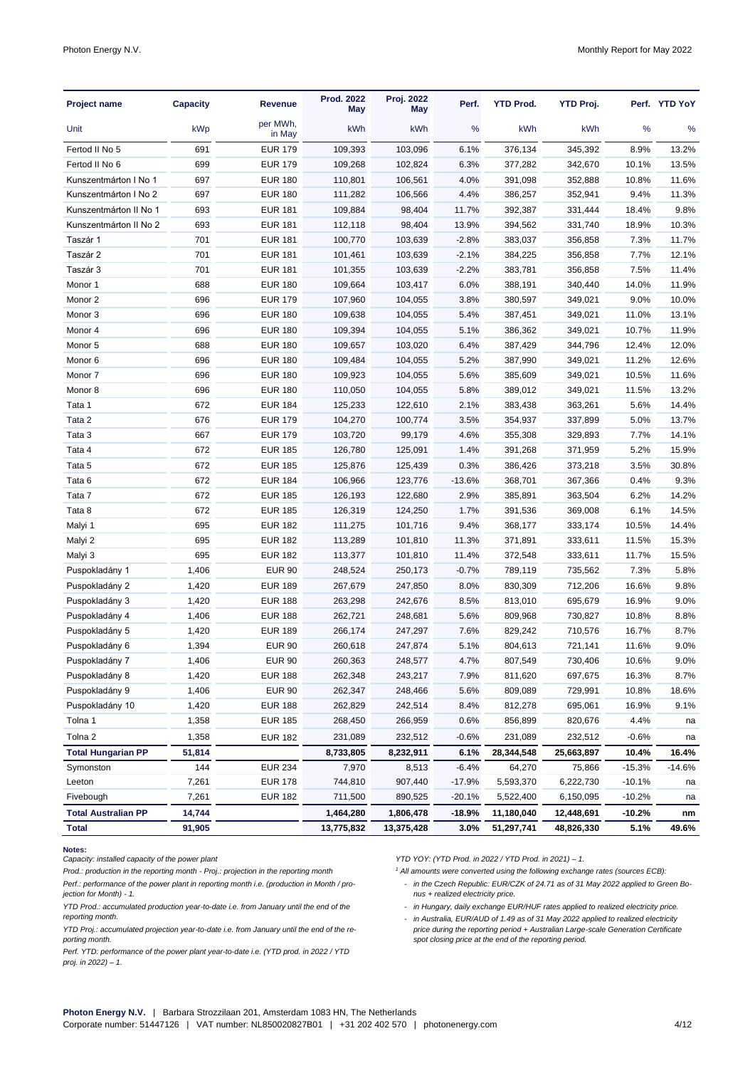| Project name | Capacity | Revenue | Prod. 2022 May | Proj. 2022 May | Perf. | YTD Prod. | YTD Proj. | Perf. | YTD YoY |
|---|---|---|---|---|---|---|---|---|---|
| Unit | kWp | per MWh, in May | kWh | kWh | % | kWh | kWh | % | % |
| Fertod II No 5 | 691 | EUR 179 | 109,393 | 103,096 | 6.1% | 376,134 | 345,392 | 8.9% | 13.2% |
| Fertod II No 6 | 699 | EUR 179 | 109,268 | 102,824 | 6.3% | 377,282 | 342,670 | 10.1% | 13.5% |
| Kunszentmárton I No 1 | 697 | EUR 180 | 110,801 | 106,561 | 4.0% | 391,098 | 352,888 | 10.8% | 11.6% |
| Kunszentmárton I No 2 | 697 | EUR 180 | 111,282 | 106,566 | 4.4% | 386,257 | 352,941 | 9.4% | 11.3% |
| Kunszentmárton II No 1 | 693 | EUR 181 | 109,884 | 98,404 | 11.7% | 392,387 | 331,444 | 18.4% | 9.8% |
| Kunszentmárton II No 2 | 693 | EUR 181 | 112,118 | 98,404 | 13.9% | 394,562 | 331,740 | 18.9% | 10.3% |
| Taszár 1 | 701 | EUR 181 | 100,770 | 103,639 | -2.8% | 383,037 | 356,858 | 7.3% | 11.7% |
| Taszár 2 | 701 | EUR 181 | 101,461 | 103,639 | -2.1% | 384,225 | 356,858 | 7.7% | 12.1% |
| Taszár 3 | 701 | EUR 181 | 101,355 | 103,639 | -2.2% | 383,781 | 356,858 | 7.5% | 11.4% |
| Monor 1 | 688 | EUR 180 | 109,664 | 103,417 | 6.0% | 388,191 | 340,440 | 14.0% | 11.9% |
| Monor 2 | 696 | EUR 179 | 107,960 | 104,055 | 3.8% | 380,597 | 349,021 | 9.0% | 10.0% |
| Monor 3 | 696 | EUR 180 | 109,638 | 104,055 | 5.4% | 387,451 | 349,021 | 11.0% | 13.1% |
| Monor 4 | 696 | EUR 180 | 109,394 | 104,055 | 5.1% | 386,362 | 349,021 | 10.7% | 11.9% |
| Monor 5 | 688 | EUR 180 | 109,657 | 103,020 | 6.4% | 387,429 | 344,796 | 12.4% | 12.0% |
| Monor 6 | 696 | EUR 180 | 109,484 | 104,055 | 5.2% | 387,990 | 349,021 | 11.2% | 12.6% |
| Monor 7 | 696 | EUR 180 | 109,923 | 104,055 | 5.6% | 385,609 | 349,021 | 10.5% | 11.6% |
| Monor 8 | 696 | EUR 180 | 110,050 | 104,055 | 5.8% | 389,012 | 349,021 | 11.5% | 13.2% |
| Tata 1 | 672 | EUR 184 | 125,233 | 122,610 | 2.1% | 383,438 | 363,261 | 5.6% | 14.4% |
| Tata 2 | 676 | EUR 179 | 104,270 | 100,774 | 3.5% | 354,937 | 337,899 | 5.0% | 13.7% |
| Tata 3 | 667 | EUR 179 | 103,720 | 99,179 | 4.6% | 355,308 | 329,893 | 7.7% | 14.1% |
| Tata 4 | 672 | EUR 185 | 126,780 | 125,091 | 1.4% | 391,268 | 371,959 | 5.2% | 15.9% |
| Tata 5 | 672 | EUR 185 | 125,876 | 125,439 | 0.3% | 386,426 | 373,218 | 3.5% | 30.8% |
| Tata 6 | 672 | EUR 184 | 106,966 | 123,776 | -13.6% | 368,701 | 367,366 | 0.4% | 9.3% |
| Tata 7 | 672 | EUR 185 | 126,193 | 122,680 | 2.9% | 385,891 | 363,504 | 6.2% | 14.2% |
| Tata 8 | 672 | EUR 185 | 126,319 | 124,250 | 1.7% | 391,536 | 369,008 | 6.1% | 14.5% |
| Malyi 1 | 695 | EUR 182 | 111,275 | 101,716 | 9.4% | 368,177 | 333,174 | 10.5% | 14.4% |
| Malyi 2 | 695 | EUR 182 | 113,289 | 101,810 | 11.3% | 371,891 | 333,611 | 11.5% | 15.3% |
| Malyi 3 | 695 | EUR 182 | 113,377 | 101,810 | 11.4% | 372,548 | 333,611 | 11.7% | 15.5% |
| Puspokladány 1 | 1,406 | EUR 90 | 248,524 | 250,173 | -0.7% | 789,119 | 735,562 | 7.3% | 5.8% |
| Puspokladány 2 | 1,420 | EUR 189 | 267,679 | 247,850 | 8.0% | 830,309 | 712,206 | 16.6% | 9.8% |
| Puspokladány 3 | 1,420 | EUR 188 | 263,298 | 242,676 | 8.5% | 813,010 | 695,679 | 16.9% | 9.0% |
| Puspokladány 4 | 1,406 | EUR 188 | 262,721 | 248,681 | 5.6% | 809,968 | 730,827 | 10.8% | 8.8% |
| Puspokladány 5 | 1,420 | EUR 189 | 266,174 | 247,297 | 7.6% | 829,242 | 710,576 | 16.7% | 8.7% |
| Puspokladány 6 | 1,394 | EUR 90 | 260,618 | 247,874 | 5.1% | 804,613 | 721,141 | 11.6% | 9.0% |
| Puspokladány 7 | 1,406 | EUR 90 | 260,363 | 248,577 | 4.7% | 807,549 | 730,460 | 10.6% | 9.0% |
| Puspokladány 8 | 1,420 | EUR 188 | 262,348 | 243,217 | 7.9% | 811,620 | 697,675 | 16.3% | 8.7% |
| Puspokladány 9 | 1,406 | EUR 90 | 262,347 | 248,466 | 5.6% | 809,089 | 729,991 | 10.8% | 18.6% |
| Puspokladány 10 | 1,420 | EUR 188 | 262,829 | 242,514 | 8.4% | 812,278 | 695,061 | 16.9% | 9.1% |
| Tolna 1 | 1,358 | EUR 185 | 268,450 | 266,959 | 0.6% | 856,899 | 820,676 | 4.4% | na |
| Tolna 2 | 1,358 | EUR 182 | 231,089 | 232,512 | -0.6% | 231,089 | 232,512 | -0.6% | na |
| **Total Hungarian PP** | **51,814** | | **8,733,805** | **8,232,911** | **6.1%** | **28,344,548** | **25,663,897** | **10.4%** | **16.4%** |
| Symonston | 144 | EUR 234 | 7,970 | 8,513 | -6.4% | 64,270 | 75,866 | -15.3% | -14.6% |
| Leeton | 7,261 | EUR 178 | 744,810 | 907,460 | -17.9% | 5,593,370 | 6,222,730 | -10.1% | na |
| Fivebough | 7,261 | EUR 182 | 711,500 | 890,525 | -20.1% | 5,522,400 | 6,150,095 | -10.2% | na |
| **Total Australian PP** | **14,744** | | **1,464,280** | **1,806,478** | **-18.9%** | **11,180,040** | **12,448,691** | **-10.2%** | **nm** |
| **Total** | **91,905** | | **13,775,832** | **13,375,428** | **3.0%** | **51,297,741** | **48,826,330** | **5.1%** | **49.6%** |

**Notes:**

*Capacity: installed capacity of the power plant*

*Prod.: production in the reporting month - Proj.: projection in the reporting month*

*Perf.: performance of the power plant in reporting month i.e. (production in Month / projection for Month) - 1.*

*YTD Prod.: accumulated production year-to-date i.e. from January until the end of the reporting month.*

*YTD Proj.: accumulated projection year-to-date i.e. from January until the end of the reporting month.*

*Perf. YTD: performance of the power plant year-to-date i.e. (YTD prod. in 2022 / YTD proj. in 2022) – 1.*

*YTD YOY: (YTD Prod. in 2022 / YTD Prod. in 2021) – 1.*

*[1] All amounts were converted using the following exchange rates (sources ECB):*

- *in the Czech Republic: EUR/CZK of 24.71 as of 31 May 2022 applied to Green Bonus + realized electricity price.*
- *in Hungary, daily exchange EUR/HUF rates applied to realized electricity price.*
- *in Australia, EUR/AUD of 1.49 as of 31 May 2022 applied to realized electricity price during the reporting period + Australian Large-scale Generation Certificate spot closing price at the end of the reporting period.*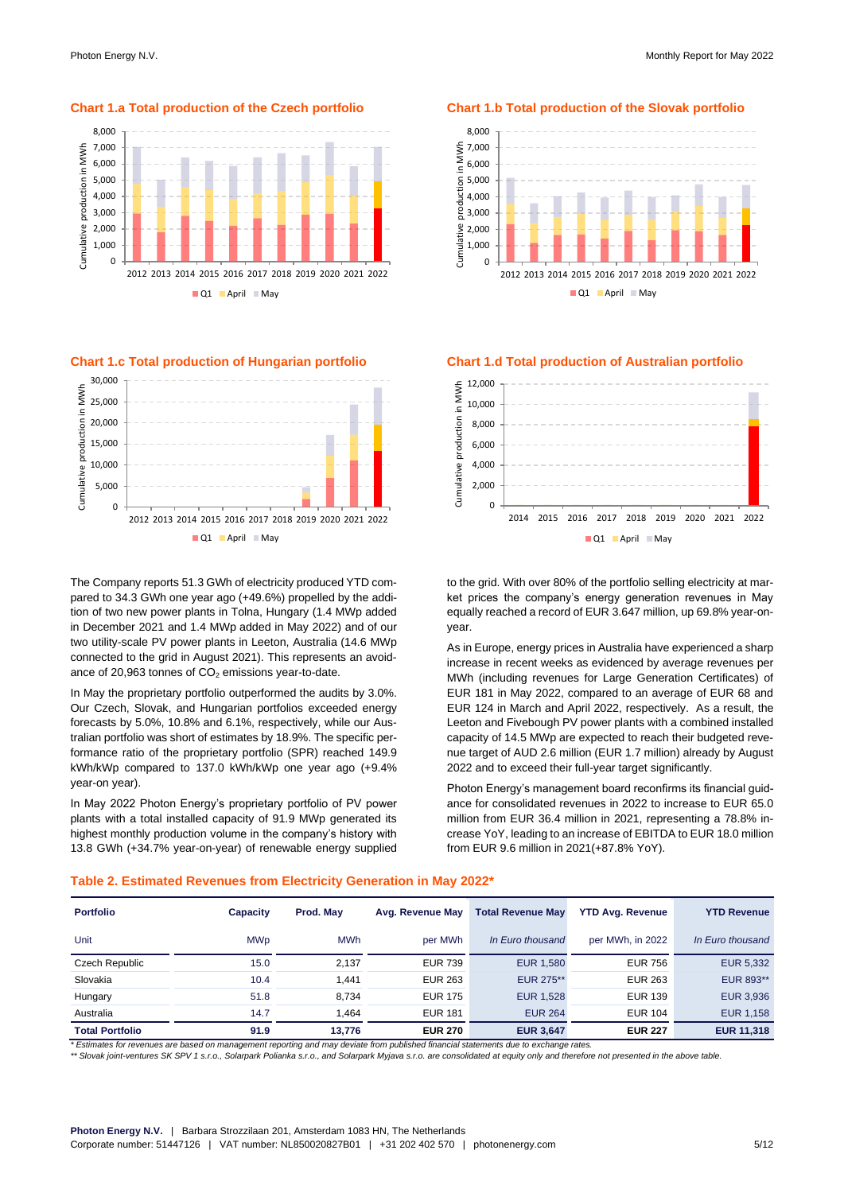### Chart 1.a Total production of the Czech portfolio

### Chart 1.b Total production of the Slovak portfolio

### Chart 1.c Total production of Hungarian portfolio

### Chart 1.d Total production of Australian portfolio

The Company reports 51.3 GWh of electricity produced YTD compared to 34.3 GWh one year ago (+49.6%) propelled by the addition of two new power plants in Tolna, Hungary (1.4 MWp added in December 2021 and 1.4 MWp added in May 2022) and of our two utility-scale PV power plants in Leeton, Australia (14.6 MWp connected to the grid in August 2021). This represents an avoidance of 20,963 tonnes of $CO_2$ emissions year-to-date.

In May the proprietary portfolio outperformed the audits by 3.0%. Our Czech, Slovak, and Hungarian portfolios exceeded energy forecasts by 5.0%, 10.8% and 6.1%, respectively, while our Australian portfolio was short of estimates by 18.9%. The specific performance ratio of the proprietary portfolio (SPR) reached 149.9 kWh/kWp compared to 137.0 kWh/kWp one year ago (+9.4% year-on year).

In May 2022 Photon Energy's proprietary portfolio of PV power plants with a total installed capacity of 91.9 MWp generated its highest monthly production volume in the company's history with 13.8 GWh (+34.7% year-on-year) of renewable energy supplied to the grid. With over 80% of the portfolio selling electricity at market prices the company's energy generation revenues in May equally reached a record of EUR 3.647 million, up 69.8% year-on-year.

As in Europe, energy prices in Australia have experienced a sharp increase in recent weeks as evidenced by average revenues per MWh (including revenues for Large Generation Certificates) of EUR 181 in May 2022, compared to an average of EUR 68 and EUR 124 in March and April 2022, respectively. As a result, the Leeton and Fivebough PV power plants with a combined installed capacity of 14.5 MWp are expected to reach their budgeted revenue target of AUD 2.6 million (EUR 1.7 million) already by August 2022 and to exceed their full-year target significantly.

Photon Energy's management board reconfirms its financial guidance for consolidated revenues in 2022 to increase to EUR 65.0 million from EUR 36.4 million in 2021, representing a 78.8% increase YoY, leading to an increase of EBITDA to EUR 18.0 million from EUR 9.6 million in 2021(+87.8% YoY).

### Table 2. Estimated Revenues from Electricity Generation in May 2022*

| Portfolio | Capacity | Prod. May | Avg. Revenue May | Total Revenue May | YTD Avg. Revenue | YTD Revenue |
|---|---|---|---|---|---|---|
| Unit | MWp | MWh | per MWh | *In Euro thousand* | per MWh, in 2022 | *In Euro thousand* |
| Czech Republic | 15.0 | 2,137 | EUR 739 | EUR 1,580 | EUR 756 | EUR 5,332 |
| Slovakia | 10.4 | 1,441 | EUR 263 | EUR 275** | EUR 263 | EUR 893** |
| Hungary | 51.8 | 8,734 | EUR 175 | EUR 1,528 | EUR 139 | EUR 3,936 |
| Australia | 14.7 | 1,464 | EUR 181 | EUR 264 | EUR 104 | EUR 1,158 |
| **Total Portfolio** | **91.9** | **13,776** | **EUR 270** | **EUR 3,647** | **EUR 227** | **EUR 11,318** |

*\* Estimates for revenues are based on management reporting and may deviate from published financial statements due to exchange rates.*

*\*\* Slovak joint-ventures SK SPV 1 s.r.o., Solarpark Polianka s.r.o., and Solarpark Myjava s.r.o. are consolidated at equity only and therefore not presented in the above table.*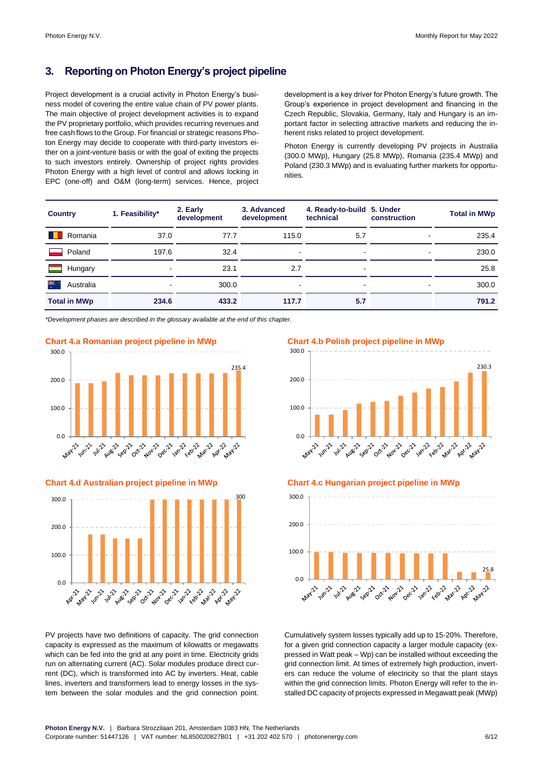## 3. Reporting on Photon Energy's project pipeline

Project development is a crucial activity in Photon Energy's business model of covering the entire value chain of PV power plants. The main objective of project development activities is to expand the PV proprietary portfolio, which provides recurring revenues and free cash flows to the Group. For financial or strategic reasons Photon Energy may decide to cooperate with third-party investors either on a joint-venture basis or with the goal of exiting the projects to such investors entirely. Ownership of project rights provides Photon Energy with a high level of control and allows locking in EPC (one-off) and O&M (long-term) services. Hence, project development is a key driver for Photon Energy's future growth. The Group's experience in project development and financing in the Czech Republic, Slovakia, Germany, Italy and Hungary is an important factor in selecting attractive markets and reducing the inherent risks related to project development.

Photon Energy is currently developing PV projects in Australia (300.0 MWp), Hungary (25.8 MWp), Romania (235.4 MWp) and Poland (230.3 MWp) and is evaluating further markets for opportunities.

| Country | 1. Feasibility* | 2. Early development | 3. Advanced development | 4. Ready-to-build technical | 5. Under construction | Total in MWp |
|---|---|---|---|---|---|---|
| Romania | 37.0 | 77.7 | 115.0 | 5.7 | - | 235.4 |
| Poland | 197.6 | 32.4 | - | - | - | 230.0 |
| Hungary | - | 23.1 | 2.7 | - | | 25.8 |
| Australia | - | 300.0 | - | - | - | 300.0 |
| **Total in MWp** | **234.6** | **433.2** | **117.7** | **5.7** | | **791.2** |

*\*Development phases are described in the glossary available at the end of this chapter.*

**Chart 4.a Romanian project pipeline in MWp**

**Chart 4.b Polish project pipeline in MWp**

**Chart 4.d Australian project pipeline in MWp**

**Chart 4.c Hungarian project pipeline in MWp**

PV projects have two definitions of capacity. The grid connection capacity is expressed as the maximum of kilowatts or megawatts which can be fed into the grid at any point in time. Electricity grids run on alternating current (AC). Solar modules produce direct current (DC), which is transformed into AC by inverters. Heat, cable lines, inverters and transformers lead to energy losses in the system between the solar modules and the grid connection point. Cumulatively system losses typically add up to 15-20%. Therefore, for a given grid connection capacity a larger module capacity (expressed in Watt peak – Wp) can be installed without exceeding the grid connection limit. At times of extremely high production, inverters can reduce the volume of electricity so that the plant stays within the grid connection limits. Photon Energy will refer to the installed DC capacity of projects expressed in Megawatt peak (MWp)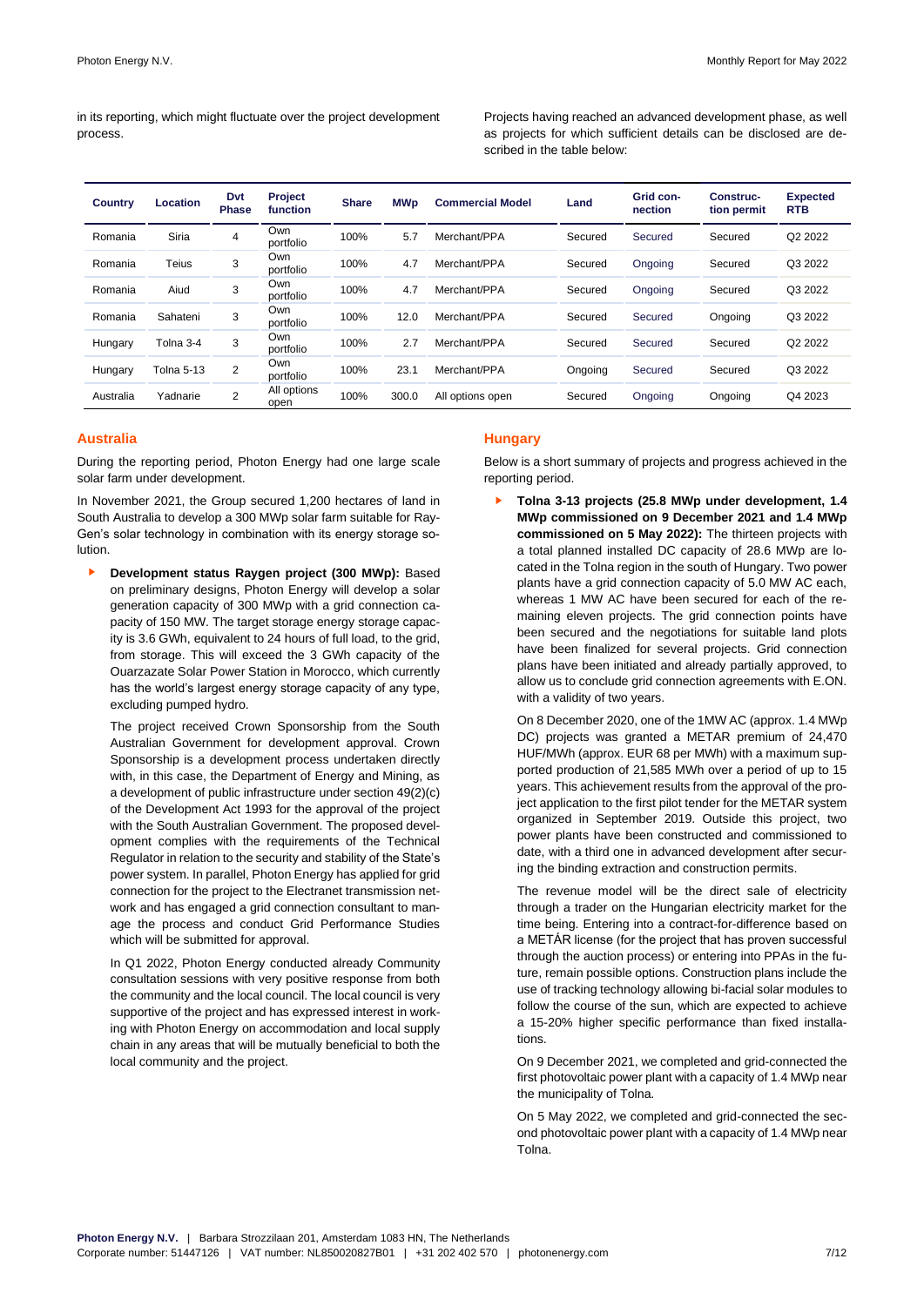in its reporting, which might fluctuate over the project development process.

Projects having reached an advanced development phase, as well as projects for which sufficient details can be disclosed are described in the table below:

| Country | Location | Dvt Phase | Project function | Share | MWp | Commercial Model | Land | Grid connection | Construction permit | Expected RTB |
|---|---|---|---|---|---|---|---|---|---|---|
| Romania | Siria | 4 | Own portfolio | 100% | 5.7 | Merchant/PPA | Secured | Secured | Secured | Q2 2022 |
| Romania | Teius | 3 | Own portfolio | 100% | 4.7 | Merchant/PPA | Secured | Ongoing | Secured | Q3 2022 |
| Romania | Aiud | 3 | Own portfolio | 100% | 4.7 | Merchant/PPA | Secured | Ongoing | Secured | Q3 2022 |
| Romania | Sahateni | 3 | Own portfolio | 100% | 12.0 | Merchant/PPA | Secured | Secured | Ongoing | Q3 2022 |
| Hungary | Tolna 3-4 | 3 | Own portfolio | 100% | 2.7 | Merchant/PPA | Secured | Secured | Secured | Q2 2022 |
| Hungary | Tolna 5-13 | 2 | Own portfolio | 100% | 23.1 | Merchant/PPA | Ongoing | Secured | Secured | Q3 2022 |
| Australia | Yadnarie | 2 | All options open | 100% | 300.0 | All options open | Secured | Ongoing | Ongoing | Q4 2023 |

## Australia

During the reporting period, Photon Energy had one large scale solar farm under development.

In November 2021, the Group secured 1,200 hectares of land in South Australia to develop a 300 MWp solar farm suitable for RayGen's solar technology in combination with its energy storage solution.

- **Development status Raygen project (300 MWp):** Based on preliminary designs, Photon Energy will develop a solar generation capacity of 300 MWp with a grid connection capacity of 150 MW. The target storage energy storage capacity is 3.6 GWh, equivalent to 24 hours of full load, to the grid, from storage. This will exceed the 3 GWh capacity of the Ouarzazate Solar Power Station in Morocco, which currently has the world's largest energy storage capacity of any type, excluding pumped hydro.

  The project received Crown Sponsorship from the South Australian Government for development approval. Crown Sponsorship is a development process undertaken directly with, in this case, the Department of Energy and Mining, as a development of public infrastructure under section 49(2)(c) of the Development Act 1993 for the approval of the project with the South Australian Government. The proposed development complies with the requirements of the Technical Regulator in relation to the security and stability of the State's power system. In parallel, Photon Energy has applied for grid connection for the project to the Electranet transmission network and has engaged a grid connection consultant to manage the process and conduct Grid Performance Studies which will be submitted for approval.

  In Q1 2022, Photon Energy conducted already Community consultation sessions with very positive response from both the community and the local council. The local council is very supportive of the project and has expressed interest in working with Photon Energy on accommodation and local supply chain in any areas that will be mutually beneficial to both the local community and the project.

## Hungary

Below is a short summary of projects and progress achieved in the reporting period.

- **Tolna 3-13 projects (25.8 MWp under development, 1.4 MWp commissioned on 9 December 2021 and 1.4 MWp commissioned on 5 May 2022):** The thirteen projects with a total planned installed DC capacity of 28.6 MWp are located in the Tolna region in the south of Hungary. Two power plants have a grid connection capacity of 5.0 MW AC each, whereas 1 MW AC have been secured for each of the remaining eleven projects. The grid connection points have been secured and the negotiations for suitable land plots have been finalized for several projects. Grid connection plans have been initiated and already partially approved, to allow us to conclude grid connection agreements with E.ON. with a validity of two years.

  On 8 December 2020, one of the 1MW AC (approx. 1.4 MWp DC) projects was granted a METAR premium of 24,470 HUF/MWh (approx. EUR 68 per MWh) with a maximum supported production of 21,585 MWh over a period of up to 15 years. This achievement results from the approval of the project application to the first pilot tender for the METAR system organized in September 2019. Outside this project, two power plants have been constructed and commissioned to date, with a third one in advanced development after securing the binding extraction and construction permits.

  The revenue model will be the direct sale of electricity through a trader on the Hungarian electricity market for the time being. Entering into a contract-for-difference based on a METÁR license (for the project that has proven successful through the auction process) or entering into PPAs in the future, remain possible options. Construction plans include the use of tracking technology allowing bi-facial solar modules to follow the course of the sun, which are expected to achieve a 15-20% higher specific performance than fixed installations.

  On 9 December 2021, we completed and grid-connected the first photovoltaic power plant with a capacity of 1.4 MWp near the municipality of Tolna.

  On 5 May 2022, we completed and grid-connected the second photovoltaic power plant with a capacity of 1.4 MWp near Tolna.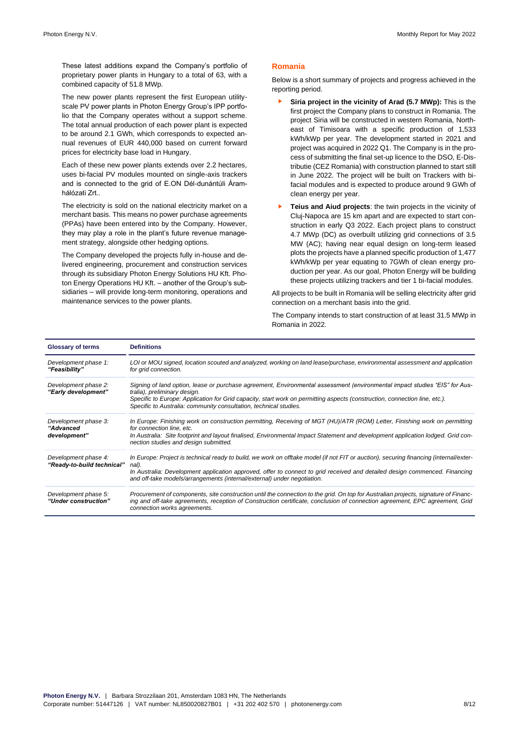These latest additions expand the Company's portfolio of proprietary power plants in Hungary to a total of 63, with a combined capacity of 51.8 MWp.

The new power plants represent the first European utility-scale PV power plants in Photon Energy Group's IPP portfolio that the Company operates without a support scheme. The total annual production of each power plant is expected to be around 2.1 GWh, which corresponds to expected annual revenues of EUR 440,000 based on current forward prices for electricity base load in Hungary.

Each of these new power plants extends over 2.2 hectares, uses bi-facial PV modules mounted on single-axis trackers and is connected to the grid of E.ON Dél-dunántúli Áramhálózati Zrt..

The electricity is sold on the national electricity market on a merchant basis. This means no power purchase agreements (PPAs) have been entered into by the Company. However, they may play a role in the plant's future revenue management strategy, alongside other hedging options.

The Company developed the projects fully in-house and delivered engineering, procurement and construction services through its subsidiary Photon Energy Solutions HU Kft. Photon Energy Operations HU Kft. – another of the Group's subsidiaries – will provide long-term monitoring, operations and maintenance services to the power plants.

## Romania

Below is a short summary of projects and progress achieved in the reporting period.

- **Siria project in the vicinity of Arad (5.7 MWp):** This is the first project the Company plans to construct in Romania. The project Siria will be constructed in western Romania, North-east of Timisoara with a specific production of 1,533 kWh/kWp per year. The development started in 2021 and project was acquired in 2022 Q1. The Company is in the process of submitting the final set-up licence to the DSO, E-Distributie (CEZ Romania) with construction planned to start still in June 2022. The project will be built on Trackers with bi-facial modules and is expected to produce around 9 GWh of clean energy per year.
- **Teius and Aiud projects**: the twin projects in the vicinity of Cluj-Napoca are 15 km apart and are expected to start construction in early Q3 2022. Each project plans to construct 4.7 MWp (DC) as overbuilt utilizing grid connections of 3.5 MW (AC); having near equal design on long-term leased plots the projects have a planned specific production of 1,477 kWh/kWp per year equating to 7GWh of clean energy production per year. As our goal, Photon Energy will be building these projects utilizing trackers and tier 1 bi-facial modules.

All projects to be built in Romania will be selling electricity after grid connection on a merchant basis into the grid.

The Company intends to start construction of at least 31.5 MWp in Romania in 2022.

| Glossary of terms | Definitions |
|---|---|
| *Development phase 1: **"Feasibility"*** | *LOI or MOU signed, location scouted and analyzed, working on land lease/purchase, environmental assessment and application for grid connection.* |
| *Development phase 2: **"Early development"*** | *Signing of land option, lease or purchase agreement, Environmental assessment (environmental impact studies "EIS" for Australia), preliminary design.* <br> *Specific to Europe: Application for Grid capacity, start work on permitting aspects (construction, connection line, etc.).* <br> *Specific to Australia: community consultation, technical studies.* |
| *Development phase 3: **"Advanced development"*** | *In Europe: Finishing work on construction permitting, Receiving of MGT (HU)/ATR (ROM) Letter, Finishing work on permitting for connection line, etc.* <br> *In Australia: Site footprint and layout finalised, Environmental Impact Statement and development application lodged. Grid connection studies and design submitted.* |
| *Development phase 4: **"Ready-to-build technical"*** | *In Europe: Project is technical ready to build, we work on offtake model (if not FIT or auction), securing financing (internal/external).* <br> *In Australia: Development application approved, offer to connect to grid received and detailed design commenced. Financing and off-take models/arrangements (internal/external) under negotiation.* |
| *Development phase 5: **"Under construction"*** | *Procurement of components, site construction until the connection to the grid. On top for Australian projects, signature of Financing and off-take agreements, reception of Construction certificate, conclusion of connection agreement, EPC agreement, Grid connection works agreements.* |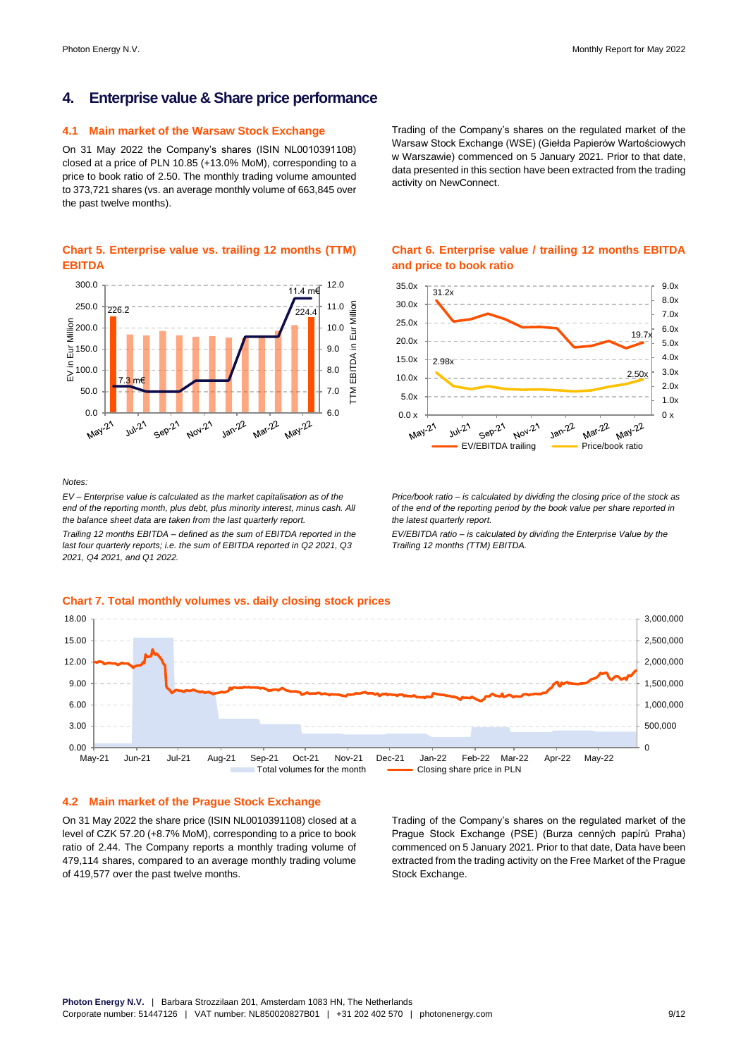## 4. Enterprise value & Share price performance

### 4.1 Main market of the Warsaw Stock Exchange

On 31 May 2022 the Company's shares (ISIN NL0010391108) closed at a price of PLN 10.85 (+13.0% MoM), corresponding to a price to book ratio of 2.50. The monthly trading volume amounted to 373,721 shares (vs. an average monthly volume of 663,845 over the past twelve months).

Trading of the Company's shares on the regulated market of the Warsaw Stock Exchange (WSE) (Giełda Papierów Wartościowych w Warszawie) commenced on 5 January 2021. Prior to that date, data presented in this section have been extracted from the trading activity on NewConnect.

**Chart 5. Enterprise value vs. trailing 12 months (TTM) EBITDA**

**Chart 6. Enterprise value / trailing 12 months EBITDA and price to book ratio**

*Notes:*

*EV – Enterprise value is calculated as the market capitalisation as of the end of the reporting month, plus debt, plus minority interest, minus cash. All the balance sheet data are taken from the last quarterly report.*

*Trailing 12 months EBITDA – defined as the sum of EBITDA reported in the last four quarterly reports; i.e. the sum of EBITDA reported in Q2 2021, Q3 2021, Q4 2021, and Q1 2022.*

*Price/book ratio – is calculated by dividing the closing price of the stock as of the end of the reporting period by the book value per share reported in the latest quarterly report.*

*EV/EBITDA ratio – is calculated by dividing the Enterprise Value by the Trailing 12 months (TTM) EBITDA.*

**Chart 7. Total monthly volumes vs. daily closing stock prices**

### 4.2 Main market of the Prague Stock Exchange

On 31 May 2022 the share price (ISIN NL0010391108) closed at a level of CZK 57.20 (+8.7% MoM), corresponding to a price to book ratio of 2.44. The Company reports a monthly trading volume of 479,114 shares, compared to an average monthly trading volume of 419,577 over the past twelve months.

Trading of the Company's shares on the regulated market of the Prague Stock Exchange (PSE) (Burza cenných papírů Praha) commenced on 5 January 2021. Prior to that date, Data have been extracted from the trading activity on the Free Market of the Prague Stock Exchange.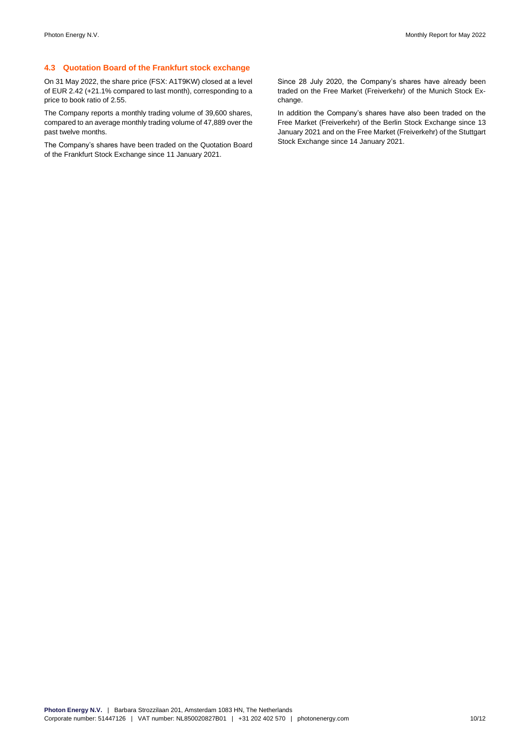### 4.3 Quotation Board of the Frankfurt stock exchange

On 31 May 2022, the share price (FSX: A1T9KW) closed at a level of EUR 2.42 (+21.1% compared to last month), corresponding to a price to book ratio of 2.55.

The Company reports a monthly trading volume of 39,600 shares, compared to an average monthly trading volume of 47,889 over the past twelve months.

The Company's shares have been traded on the Quotation Board of the Frankfurt Stock Exchange since 11 January 2021.

Since 28 July 2020, the Company's shares have already been traded on the Free Market (Freiverkehr) of the Munich Stock Exchange.

In addition the Company's shares have also been traded on the Free Market (Freiverkehr) of the Berlin Stock Exchange since 13 January 2021 and on the Free Market (Freiverkehr) of the Stuttgart Stock Exchange since 14 January 2021.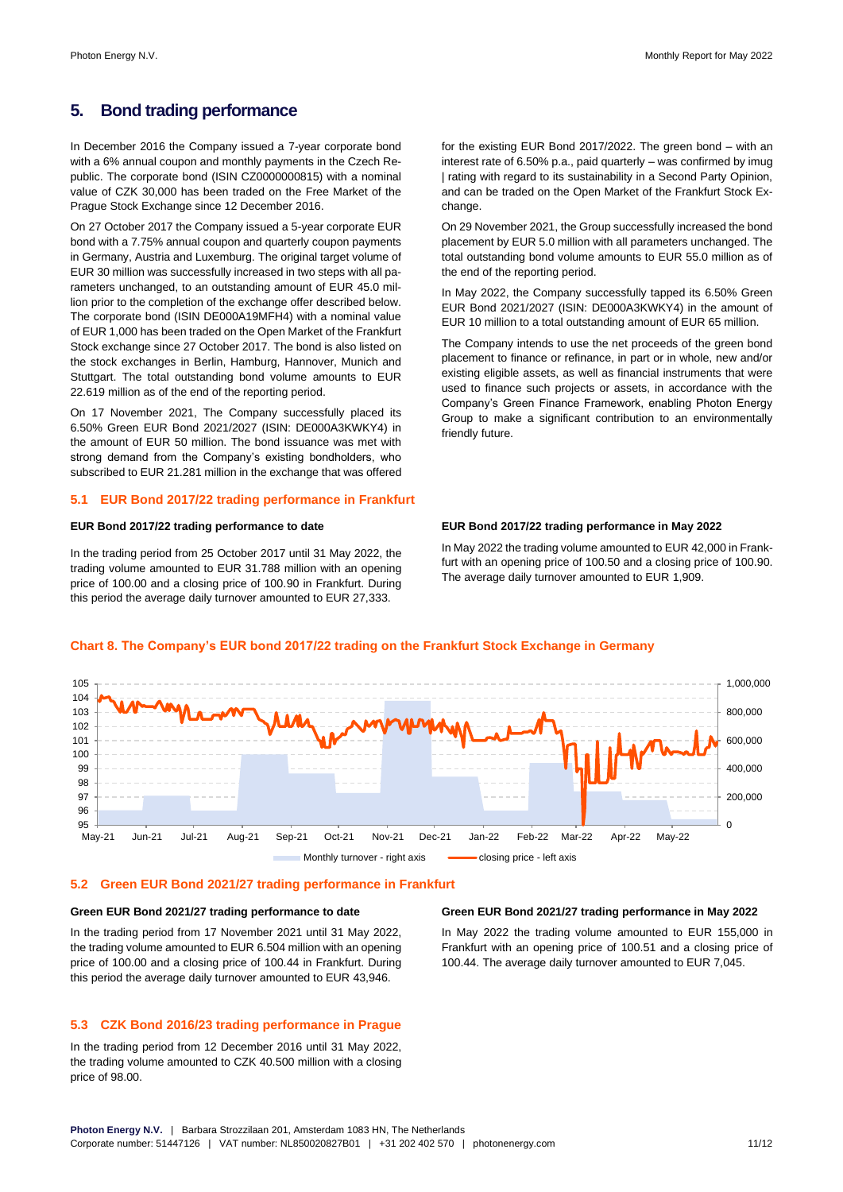## 5. Bond trading performance

In December 2016 the Company issued a 7-year corporate bond with a 6% annual coupon and monthly payments in the Czech Republic. The corporate bond (ISIN CZ0000000815) with a nominal value of CZK 30,000 has been traded on the Free Market of the Prague Stock Exchange since 12 December 2016.

On 27 October 2017 the Company issued a 5-year corporate EUR bond with a 7.75% annual coupon and quarterly coupon payments in Germany, Austria and Luxemburg. The original target volume of EUR 30 million was successfully increased in two steps with all parameters unchanged, to an outstanding amount of EUR 45.0 million prior to the completion of the exchange offer described below. The corporate bond (ISIN DE000A19MFH4) with a nominal value of EUR 1,000 has been traded on the Open Market of the Frankfurt Stock exchange since 27 October 2017. The bond is also listed on the stock exchanges in Berlin, Hamburg, Hannover, Munich and Stuttgart. The total outstanding bond volume amounts to EUR 22.619 million as of the end of the reporting period.

On 17 November 2021, The Company successfully placed its 6.50% Green EUR Bond 2021/2027 (ISIN: DE000A3KWKY4) in the amount of EUR 50 million. The bond issuance was met with strong demand from the Company's existing bondholders, who subscribed to EUR 21.281 million in the exchange that was offered for the existing EUR Bond 2017/2022. The green bond – with an interest rate of 6.50% p.a., paid quarterly – was confirmed by imug | rating with regard to its sustainability in a Second Party Opinion, and can be traded on the Open Market of the Frankfurt Stock Exchange.

On 29 November 2021, the Group successfully increased the bond placement by EUR 5.0 million with all parameters unchanged. The total outstanding bond volume amounts to EUR 55.0 million as of the end of the reporting period.

In May 2022, the Company successfully tapped its 6.50% Green EUR Bond 2021/2027 (ISIN: DE000A3KWKY4) in the amount of EUR 10 million to a total outstanding amount of EUR 65 million.

The Company intends to use the net proceeds of the green bond placement to finance or refinance, in part or in whole, new and/or existing eligible assets, as well as financial instruments that were used to finance such projects or assets, in accordance with the Company's Green Finance Framework, enabling Photon Energy Group to make a significant contribution to an environmentally friendly future.

### 5.1 EUR Bond 2017/22 trading performance in Frankfurt

**EUR Bond 2017/22 trading performance to date**

In the trading period from 25 October 2017 until 31 May 2022, the trading volume amounted to EUR 31.788 million with an opening price of 100.00 and a closing price of 100.90 in Frankfurt. During this period the average daily turnover amounted to EUR 27,333.

**EUR Bond 2017/22 trading performance in May 2022**

In May 2022 the trading volume amounted to EUR 42,000 in Frankfurt with an opening price of 100.50 and a closing price of 100.90. The average daily turnover amounted to EUR 1,909.

**Chart 8. The Company's EUR bond 2017/22 trading on the Frankfurt Stock Exchange in Germany**

### 5.2 Green EUR Bond 2021/27 trading performance in Frankfurt

**Green EUR Bond 2021/27 trading performance to date**

In the trading period from 17 November 2021 until 31 May 2022, the trading volume amounted to EUR 6.504 million with an opening price of 100.00 and a closing price of 100.44 in Frankfurt. During this period the average daily turnover amounted to EUR 43,946.

**Green EUR Bond 2021/27 trading performance in May 2022**

In May 2022 the trading volume amounted to EUR 155,000 in Frankfurt with an opening price of 100.51 and a closing price of 100.44. The average daily turnover amounted to EUR 7,045.

### 5.3 CZK Bond 2016/23 trading performance in Prague

In the trading period from 12 December 2016 until 31 May 2022, the trading volume amounted to CZK 40.500 million with a closing price of 98.00.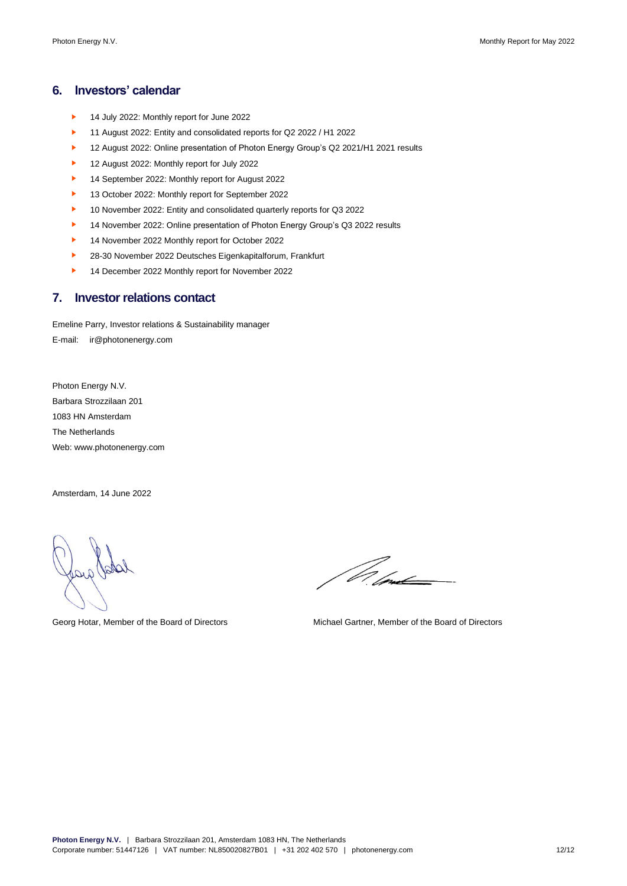## 6. Investors' calendar

- 14 July 2022: Monthly report for June 2022
- 11 August 2022: Entity and consolidated reports for Q2 2022 / H1 2022
- 12 August 2022: Online presentation of Photon Energy Group's Q2 2021/H1 2021 results
- 12 August 2022: Monthly report for July 2022
- 14 September 2022: Monthly report for August 2022
- 13 October 2022: Monthly report for September 2022
- 10 November 2022: Entity and consolidated quarterly reports for Q3 2022
- 14 November 2022: Online presentation of Photon Energy Group's Q3 2022 results
- 14 November 2022 Monthly report for October 2022
- 28-30 November 2022 Deutsches Eigenkapitalforum, Frankfurt
- 14 December 2022 Monthly report for November 2022

## 7. Investor relations contact

Emeline Parry, Investor relations & Sustainability manager

E-mail: ir@photonenergy.com

Photon Energy N.V.
Barbara Strozzilaan 201
1083 HN Amsterdam
The Netherlands
Web: www.photonenergy.com

Amsterdam, 14 June 2022

Georg Hotar, Member of the Board of Directors

Michael Gartner, Member of the Board of Directors